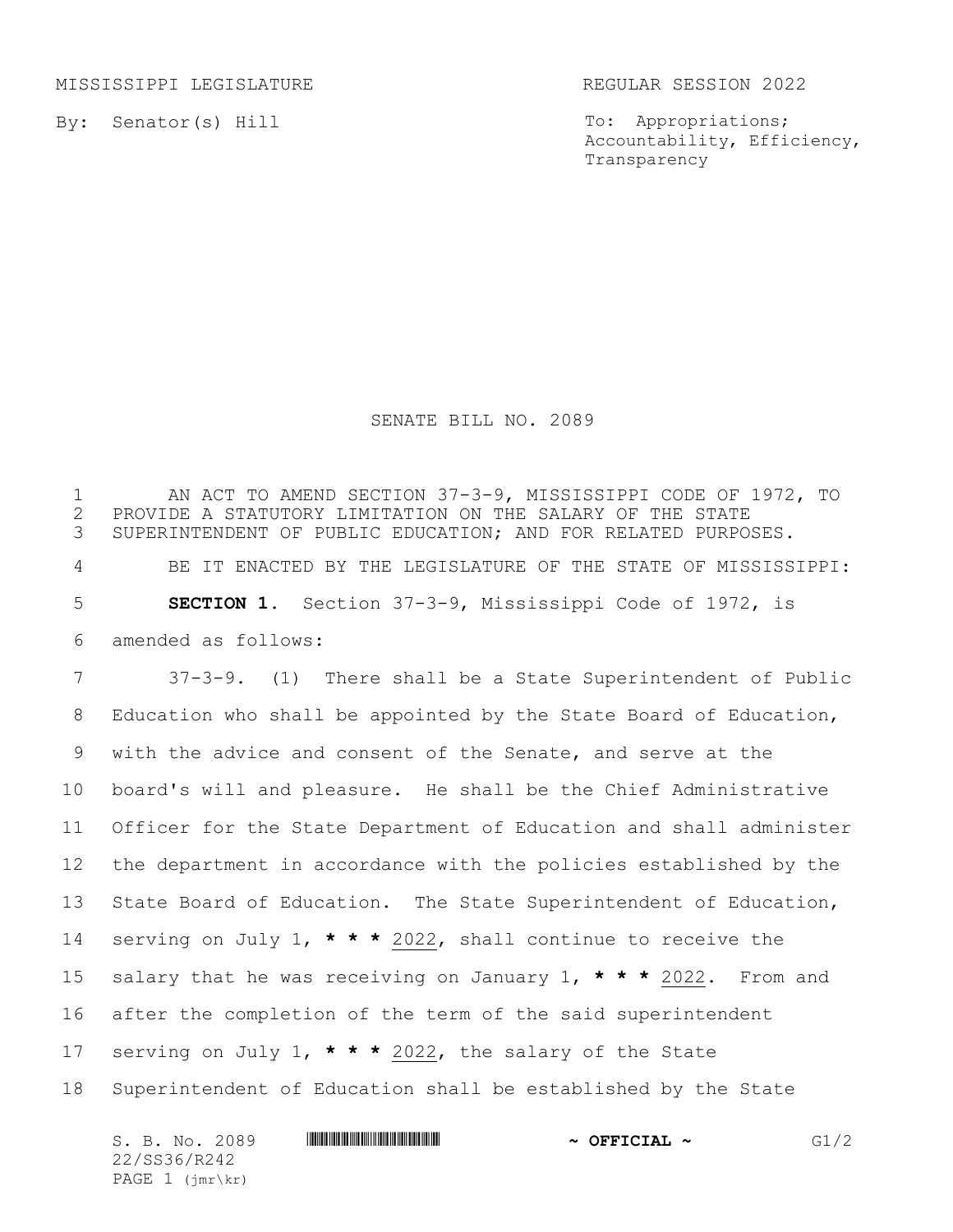MISSISSIPPI LEGISLATURE REGULAR SESSION 2022

By: Senator(s) Hill

To: Appropriations; Accountability, Efficiency, Transparency

# SENATE BILL NO. 2089

AN ACT TO AMEND SECTION 37-3-9, MISSISSIPPI CODE OF 1972, TO PROVIDE A STATUTORY LIMITATION ON THE SALARY OF THE STATE SUPERINTENDENT OF PUBLIC EDUCATION; AND FOR RELATED PURPOSES.

BE IT ENACTED BY THE LEGISLATURE OF THE STATE OF MISSISSIPPI:

**SECTION 1.** Section 37-3-9, Mississippi Code of 1972, is amended as follows:

37-3-9. (1) There shall be a State Superintendent of Public Education who shall be appointed by the State Board of Education, with the advice and consent of the Senate, and serve at the board's will and pleasure. He shall be the Chief Administrative Officer for the State Department of Education and shall administer the department in accordance with the policies established by the State Board of Education. The State Superintendent of Education, serving on July 1, *** 2022, shall continue to receive the salary that he was receiving on January 1, *** 2022. From and after the completion of the term of the said superintendent serving on July 1, *** 2022, the salary of the State Superintendent of Education shall be established by the State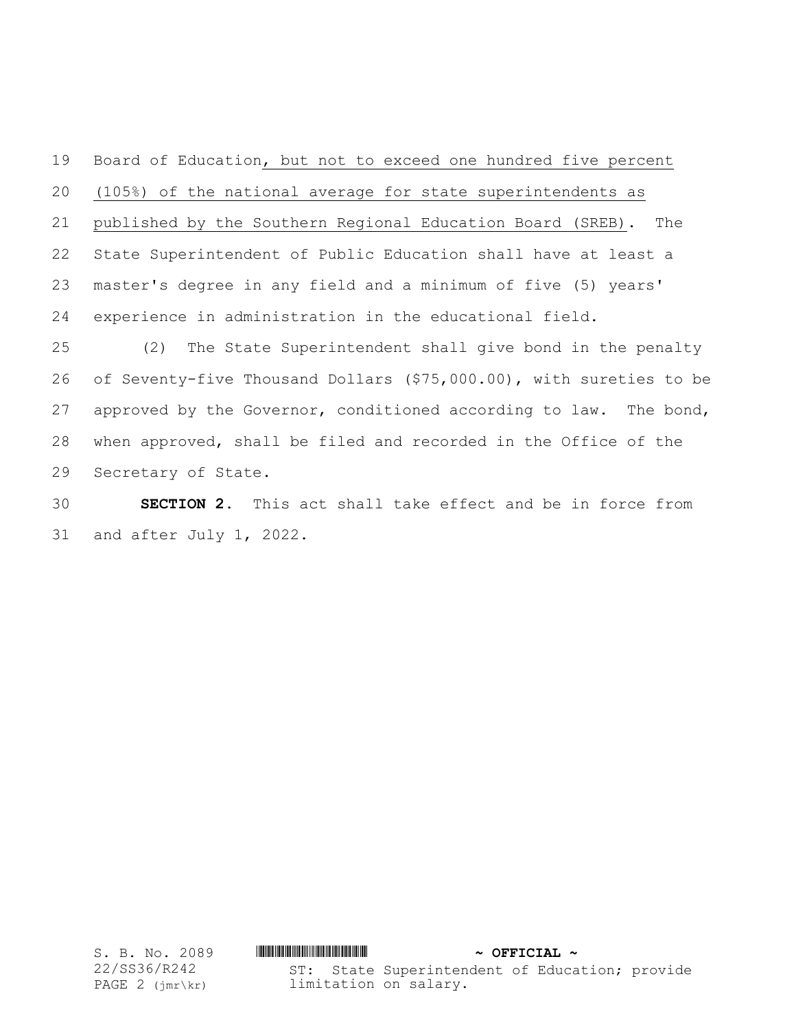Board of Education, but not to exceed one hundred five percent (105%) of the national average for state superintendents as published by the Southern Regional Education Board (SREB). The State Superintendent of Public Education shall have at least a master's degree in any field and a minimum of five (5) years' experience in administration in the educational field.

(2) The State Superintendent shall give bond in the penalty of Seventy-five Thousand Dollars ($75,000.00), with sureties to be approved by the Governor, conditioned according to law. The bond, when approved, shall be filed and recorded in the Office of the Secretary of State.

**SECTION 2.** This act shall take effect and be in force from and after July 1, 2022.